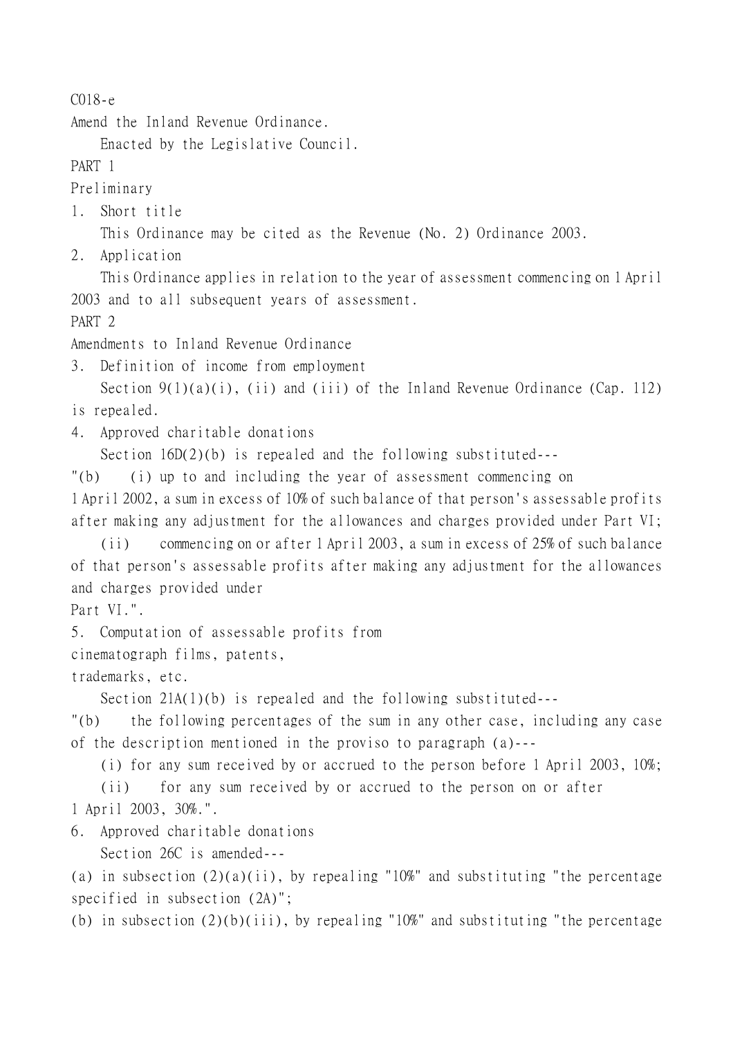C018-e

Amend the Inland Revenue Ordinance.

Enacted by the Legislative Council.

## PART 1

## Preliminary

### 1. Short title

This Ordinance may be cited as the Revenue (No. 2) Ordinance 2003.

### 2. Application

This Ordinance applies in relation to the year of assessment commencing on 1 April 2003 and to all subsequent years of assessment.

## PART 2

## Amendments to Inland Revenue Ordinance

### 3. Definition of income from employment

Section 9(1)(a)(i), (ii) and (iii) of the Inland Revenue Ordinance (Cap. 112) is repealed.

### 4. Approved charitable donations

Section 16D(2)(b) is repealed and the following substituted---

"(b) (i) up to and including the year of assessment commencing on 1 April 2002, a sum in excess of 10% of such balance of that person's assessable profits after making any adjustment for the allowances and charges provided under Part VI;

(ii) commencing on or after 1 April 2003, a sum in excess of 25% of such balance of that person's assessable profits after making any adjustment for the allowances and charges provided under Part VI.".

### 5. Computation of assessable profits from cinematograph films, patents, trademarks, etc.

Section 21A(1)(b) is repealed and the following substituted---

"(b) the following percentages of the sum in any other case, including any case of the description mentioned in the proviso to paragraph (a)---

(i) for any sum received by or accrued to the person before 1 April 2003, 10%;

(ii) for any sum received by or accrued to the person on or after 1 April 2003, 30%.".

### 6. Approved charitable donations

Section 26C is amended---

(a) in subsection (2)(a)(ii), by repealing "10%" and substituting "the percentage specified in subsection (2A)";

(b) in subsection (2)(b)(iii), by repealing "10%" and substituting "the percentage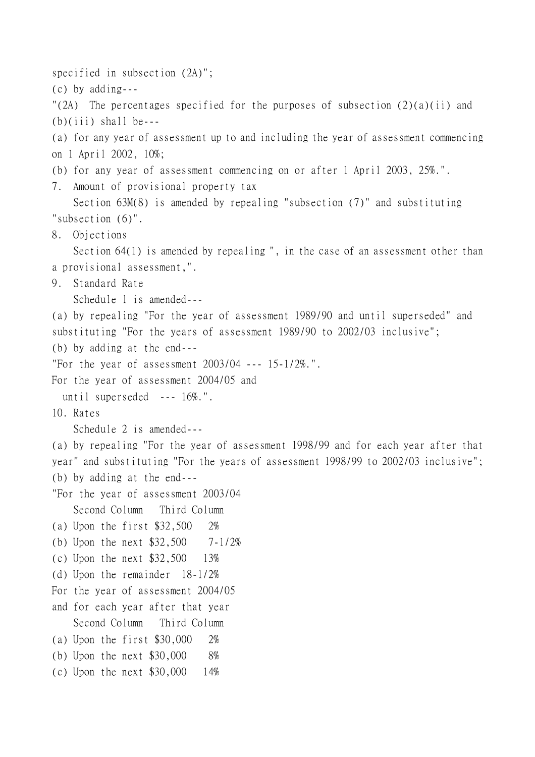specified in subsection (2A)";

(c) by adding---

"(2A) The percentages specified for the purposes of subsection (2)(a)(ii) and (b)(iii) shall be---

(a) for any year of assessment up to and including the year of assessment commencing on 1 April 2002, 10%;

(b) for any year of assessment commencing on or after 1 April 2003, 25%.".

7. Amount of provisional property tax

Section 63M(8) is amended by repealing "subsection (7)" and substituting "subsection (6)".

8. Objections

Section 64(1) is amended by repealing ", in the case of an assessment other than a provisional assessment,".

9. Standard Rate

Schedule 1 is amended---

(a) by repealing "For the year of assessment 1989/90 and until superseded" and substituting "For the years of assessment 1989/90 to 2002/03 inclusive";

(b) by adding at the end---

"For the year of assessment 2003/04 --- 15-1/2%.".

For the year of assessment 2004/05 and until superseded --- 16%.".

10. Rates

Schedule 2 is amended---

(a) by repealing "For the year of assessment 1998/99 and for each year after that year" and substituting "For the years of assessment 1998/99 to 2002/03 inclusive";

(b) by adding at the end---

"For the year of assessment 2003/04

| Second Column | Third Column |
|---|---|
| (a) Upon the first $32,500 | 2% |
| (b) Upon the next $32,500 | 7-1/2% |
| (c) Upon the next $32,500 | 13% |
| (d) Upon the remainder | 18-1/2% |

For the year of assessment 2004/05 and for each year after that year

| Second Column | Third Column |
|---|---|
| (a) Upon the first $30,000 | 2% |
| (b) Upon the next $30,000 | 8% |
| (c) Upon the next $30,000 | 14% |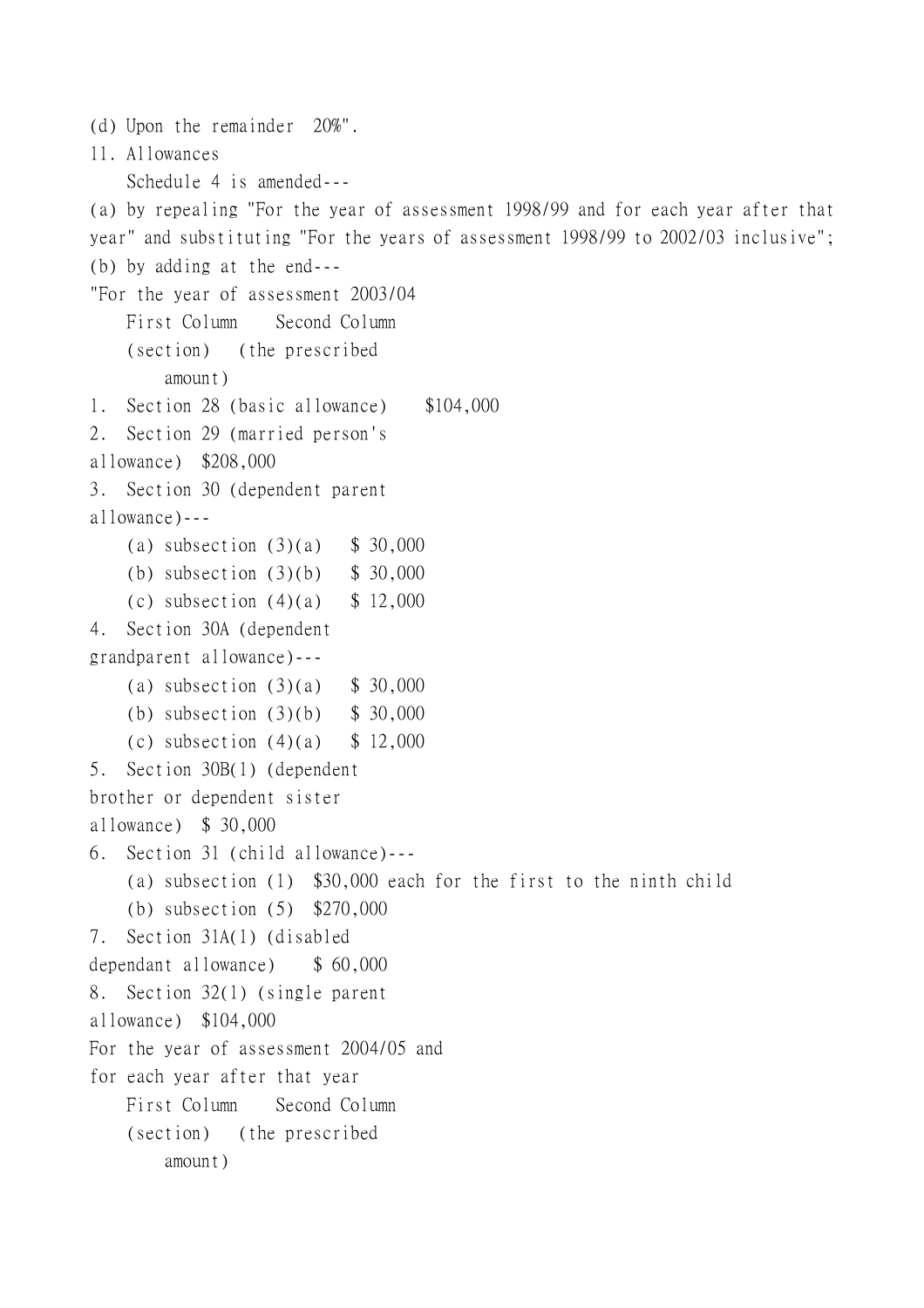(d) Upon the remainder 20%".

11. Allowances

Schedule 4 is amended---

(a) by repealing "For the year of assessment 1998/99 and for each year after that year" and substituting "For the years of assessment 1998/99 to 2002/03 inclusive";

(b) by adding at the end---

"For the year of assessment 2003/04

| First Column (section) | Second Column (the prescribed amount) |
|---|---|
| 1. Section 28 (basic allowance) | $104,000 |
| 2. Section 29 (married person's allowance) | $208,000 |
| 3. Section 30 (dependent parent allowance)--- | |
| (a) subsection (3)(a) | $ 30,000 |
| (b) subsection (3)(b) | $ 30,000 |
| (c) subsection (4)(a) | $ 12,000 |
| 4. Section 30A (dependent grandparent allowance)--- | |
| (a) subsection (3)(a) | $ 30,000 |
| (b) subsection (3)(b) | $ 30,000 |
| (c) subsection (4)(a) | $ 12,000 |
| 5. Section 30B(1) (dependent brother or dependent sister allowance) | $ 30,000 |
| 6. Section 31 (child allowance)--- | |
| (a) subsection (1) | $30,000 each for the first to the ninth child |
| (b) subsection (5) | $270,000 |
| 7. Section 31A(1) (disabled dependant allowance) | $ 60,000 |
| 8. Section 32(1) (single parent allowance) | $104,000 |

For the year of assessment 2004/05 and for each year after that year

| First Column (section) | Second Column (the prescribed amount) |
|---|---|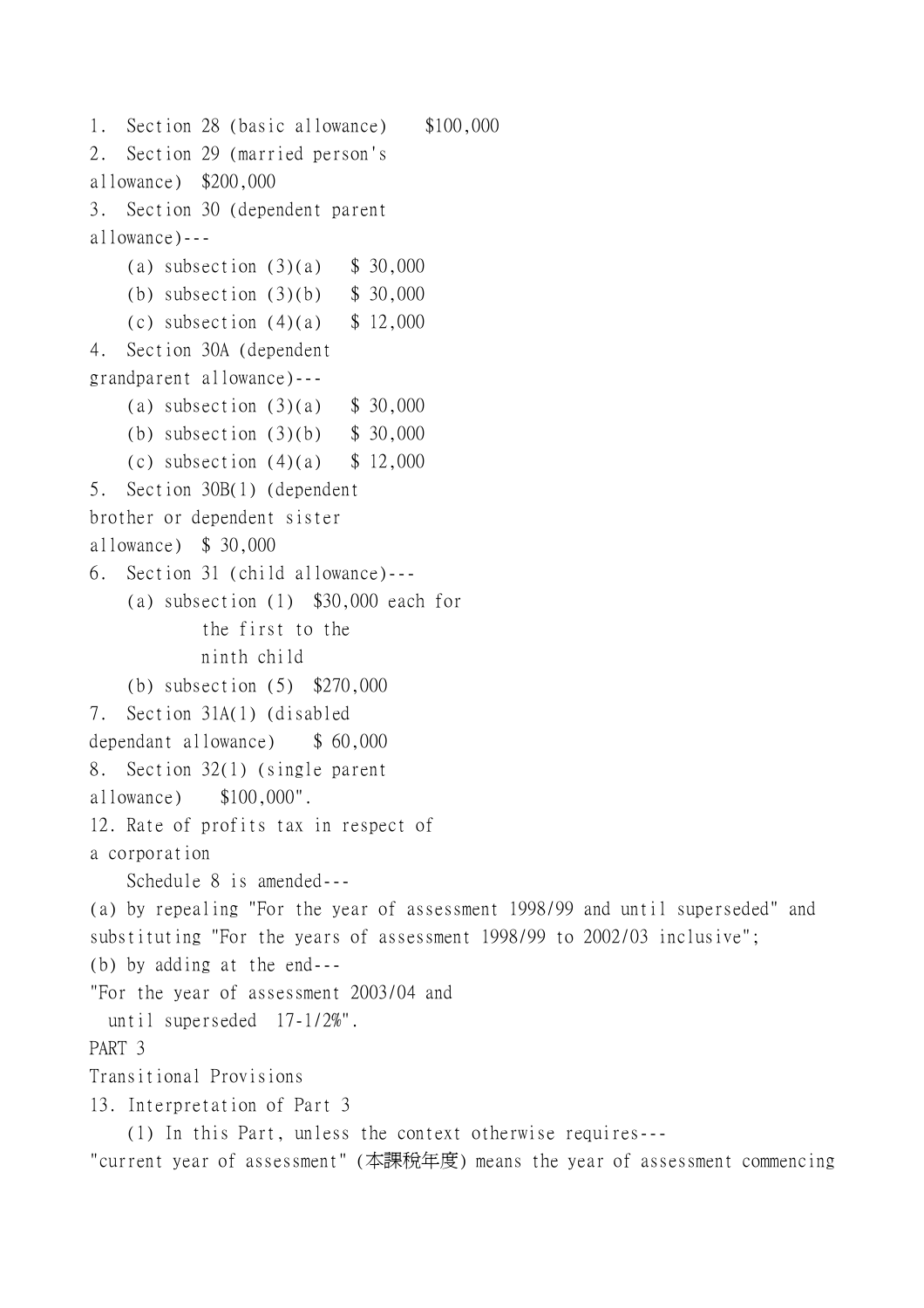1. Section 28 (basic allowance) $100,000
2. Section 29 (married person's allowance) $200,000
3. Section 30 (dependent parent allowance)---
   (a) subsection (3)(a) $ 30,000
   (b) subsection (3)(b) $ 30,000
   (c) subsection (4)(a) $ 12,000
4. Section 30A (dependent grandparent allowance)---
   (a) subsection (3)(a) $ 30,000
   (b) subsection (3)(b) $ 30,000
   (c) subsection (4)(a) $ 12,000
5. Section 30B(1) (dependent brother or dependent sister allowance) $ 30,000
6. Section 31 (child allowance)---
   (a) subsection (1) $30,000 each for the first to the ninth child
   (b) subsection (5) $270,000
7. Section 31A(1) (disabled dependant allowance) $ 60,000
8. Section 32(1) (single parent allowance) $100,000".

12. Rate of profits tax in respect of a corporation

Schedule 8 is amended---

(a) by repealing "For the year of assessment 1998/99 and until superseded" and substituting "For the years of assessment 1998/99 to 2002/03 inclusive";

(b) by adding at the end---

"For the year of assessment 2003/04 and until superseded 17-1/2%".

PART 3

Transitional Provisions

13. Interpretation of Part 3

(1) In this Part, unless the context otherwise requires---

"current year of assessment" (本課稅年度) means the year of assessment commencing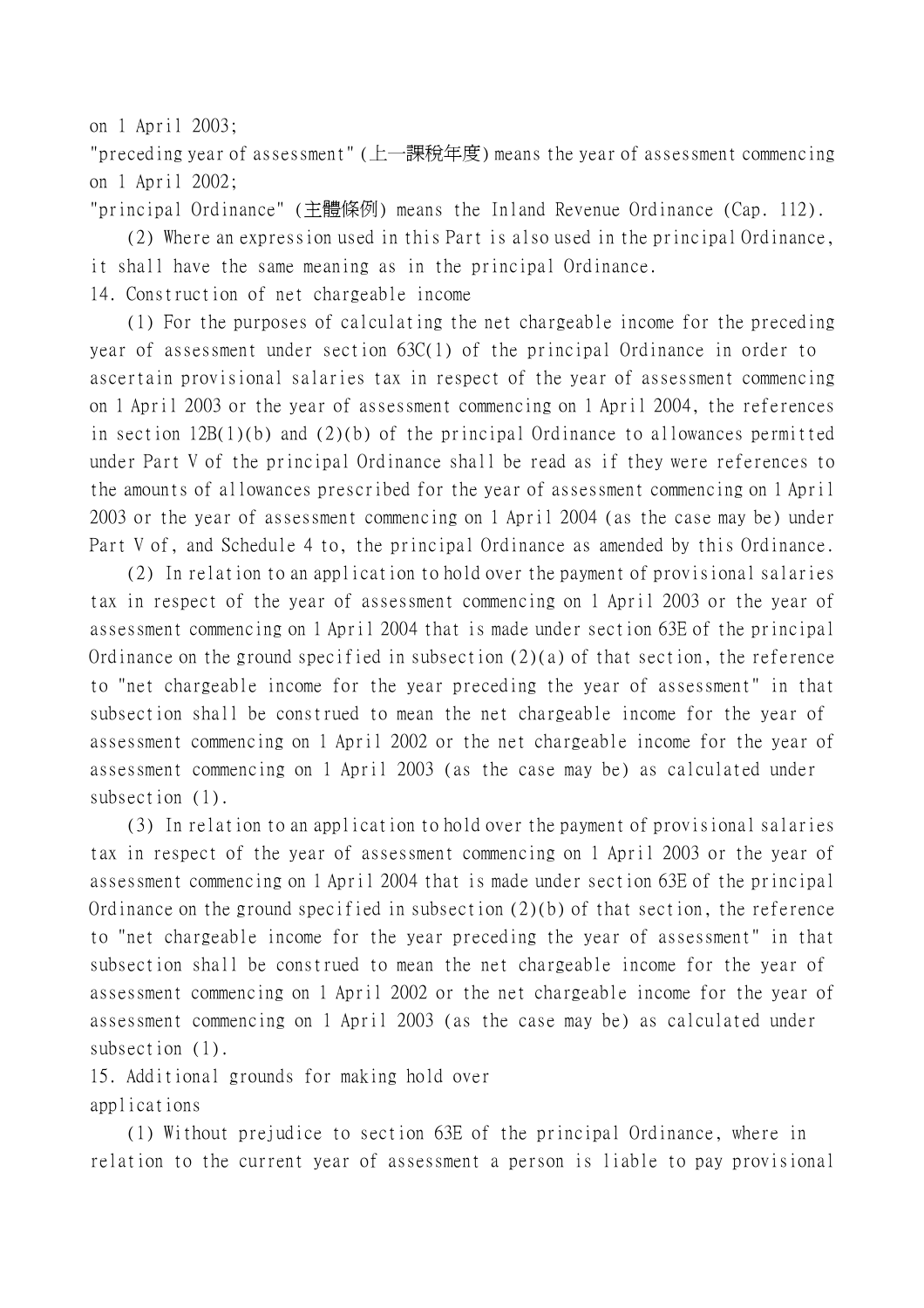on 1 April 2003;

"preceding year of assessment" (上一課稅年度) means the year of assessment commencing on 1 April 2002;

"principal Ordinance" (主體條例) means the Inland Revenue Ordinance (Cap. 112).

(2) Where an expression used in this Part is also used in the principal Ordinance, it shall have the same meaning as in the principal Ordinance.

14. Construction of net chargeable income

(1) For the purposes of calculating the net chargeable income for the preceding year of assessment under section 63C(1) of the principal Ordinance in order to ascertain provisional salaries tax in respect of the year of assessment commencing on 1 April 2003 or the year of assessment commencing on 1 April 2004, the references in section 12B(1)(b) and (2)(b) of the principal Ordinance to allowances permitted under Part V of the principal Ordinance shall be read as if they were references to the amounts of allowances prescribed for the year of assessment commencing on 1 April 2003 or the year of assessment commencing on 1 April 2004 (as the case may be) under Part V of, and Schedule 4 to, the principal Ordinance as amended by this Ordinance.

(2) In relation to an application to hold over the payment of provisional salaries tax in respect of the year of assessment commencing on 1 April 2003 or the year of assessment commencing on 1 April 2004 that is made under section 63E of the principal Ordinance on the ground specified in subsection (2)(a) of that section, the reference to "net chargeable income for the year preceding the year of assessment" in that subsection shall be construed to mean the net chargeable income for the year of assessment commencing on 1 April 2002 or the net chargeable income for the year of assessment commencing on 1 April 2003 (as the case may be) as calculated under subsection (1).

(3) In relation to an application to hold over the payment of provisional salaries tax in respect of the year of assessment commencing on 1 April 2003 or the year of assessment commencing on 1 April 2004 that is made under section 63E of the principal Ordinance on the ground specified in subsection (2)(b) of that section, the reference to "net chargeable income for the year preceding the year of assessment" in that subsection shall be construed to mean the net chargeable income for the year of assessment commencing on 1 April 2002 or the net chargeable income for the year of assessment commencing on 1 April 2003 (as the case may be) as calculated under subsection (1).

15. Additional grounds for making hold over applications

(1) Without prejudice to section 63E of the principal Ordinance, where in relation to the current year of assessment a person is liable to pay provisional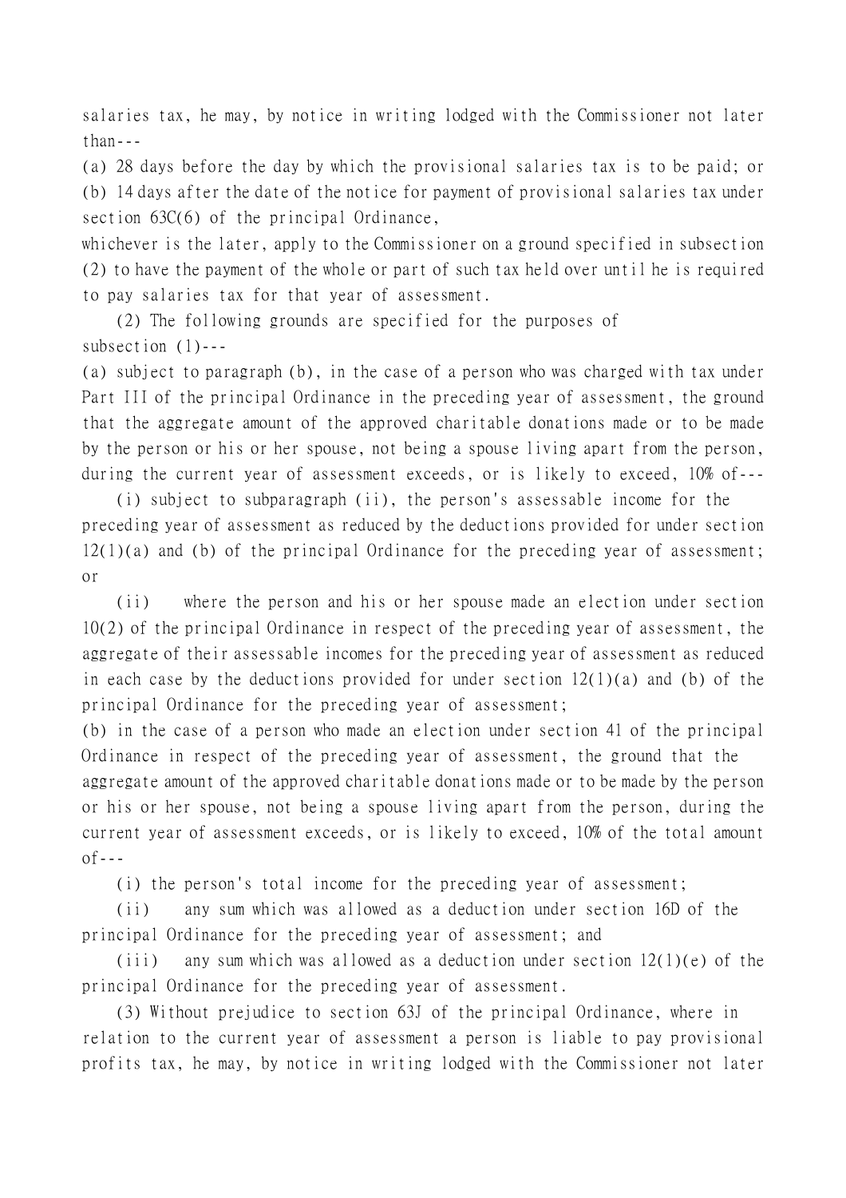salaries tax, he may, by notice in writing lodged with the Commissioner not later than---

(a) 28 days before the day by which the provisional salaries tax is to be paid; or

(b) 14 days after the date of the notice for payment of provisional salaries tax under section 63C(6) of the principal Ordinance,

whichever is the later, apply to the Commissioner on a ground specified in subsection (2) to have the payment of the whole or part of such tax held over until he is required to pay salaries tax for that year of assessment.

(2) The following grounds are specified for the purposes of subsection (1)---

(a) subject to paragraph (b), in the case of a person who was charged with tax under Part III of the principal Ordinance in the preceding year of assessment, the ground that the aggregate amount of the approved charitable donations made or to be made by the person or his or her spouse, not being a spouse living apart from the person, during the current year of assessment exceeds, or is likely to exceed, 10% of---

(i) subject to subparagraph (ii), the person's assessable income for the preceding year of assessment as reduced by the deductions provided for under section 12(1)(a) and (b) of the principal Ordinance for the preceding year of assessment; or

(ii) where the person and his or her spouse made an election under section 10(2) of the principal Ordinance in respect of the preceding year of assessment, the aggregate of their assessable incomes for the preceding year of assessment as reduced in each case by the deductions provided for under section 12(1)(a) and (b) of the principal Ordinance for the preceding year of assessment;

(b) in the case of a person who made an election under section 41 of the principal Ordinance in respect of the preceding year of assessment, the ground that the aggregate amount of the approved charitable donations made or to be made by the person or his or her spouse, not being a spouse living apart from the person, during the current year of assessment exceeds, or is likely to exceed, 10% of the total amount of---

(i) the person's total income for the preceding year of assessment;

(ii) any sum which was allowed as a deduction under section 16D of the principal Ordinance for the preceding year of assessment; and

(iii) any sum which was allowed as a deduction under section 12(1)(e) of the principal Ordinance for the preceding year of assessment.

(3) Without prejudice to section 63J of the principal Ordinance, where in relation to the current year of assessment a person is liable to pay provisional profits tax, he may, by notice in writing lodged with the Commissioner not later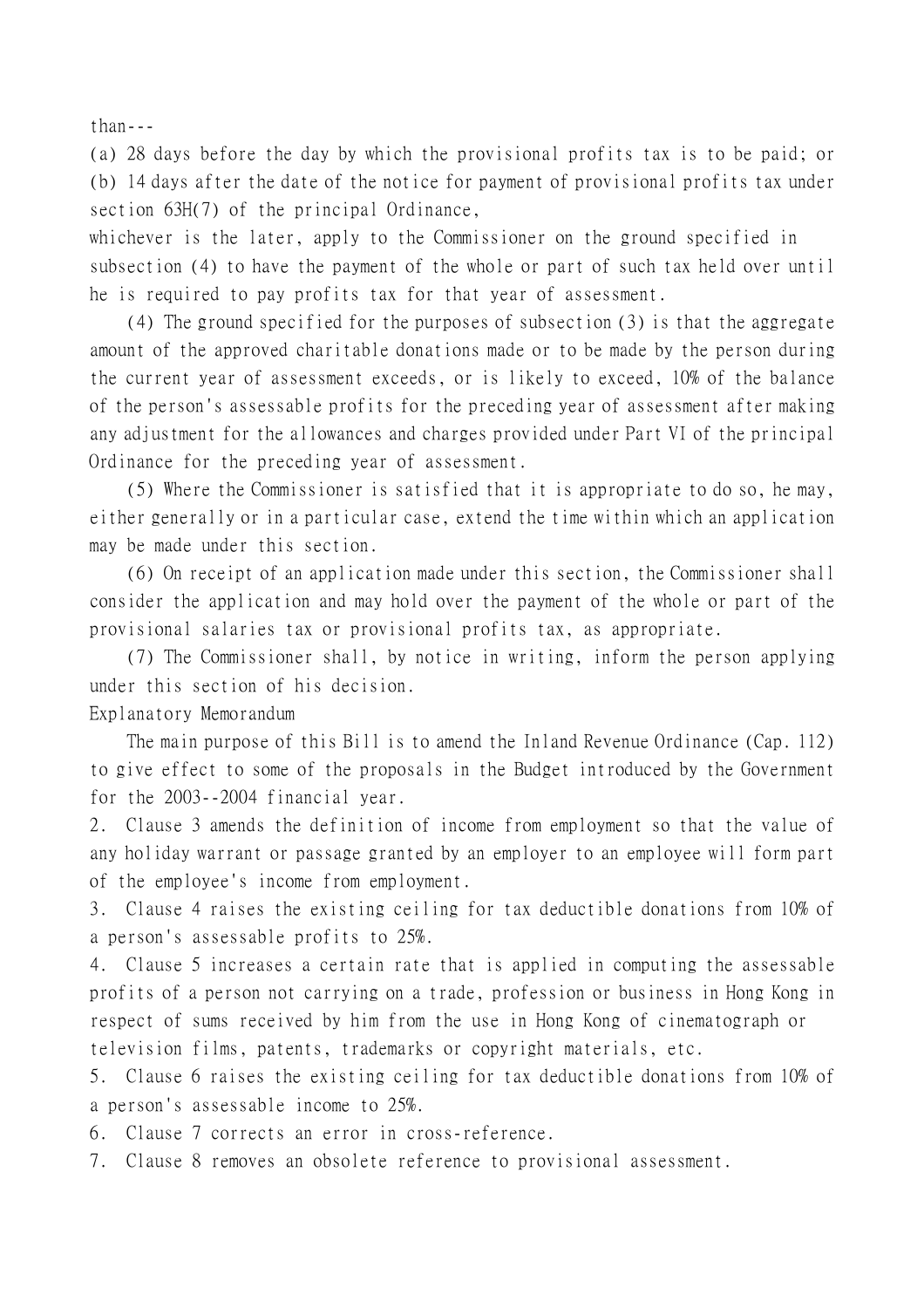than---

(a) 28 days before the day by which the provisional profits tax is to be paid; or

(b) 14 days after the date of the notice for payment of provisional profits tax under section 63H(7) of the principal Ordinance,

whichever is the later, apply to the Commissioner on the ground specified in subsection (4) to have the payment of the whole or part of such tax held over until he is required to pay profits tax for that year of assessment.

(4) The ground specified for the purposes of subsection (3) is that the aggregate amount of the approved charitable donations made or to be made by the person during the current year of assessment exceeds, or is likely to exceed, 10% of the balance of the person's assessable profits for the preceding year of assessment after making any adjustment for the allowances and charges provided under Part VI of the principal Ordinance for the preceding year of assessment.

(5) Where the Commissioner is satisfied that it is appropriate to do so, he may, either generally or in a particular case, extend the time within which an application may be made under this section.

(6) On receipt of an application made under this section, the Commissioner shall consider the application and may hold over the payment of the whole or part of the provisional salaries tax or provisional profits tax, as appropriate.

(7) The Commissioner shall, by notice in writing, inform the person applying under this section of his decision.

Explanatory Memorandum

The main purpose of this Bill is to amend the Inland Revenue Ordinance (Cap. 112) to give effect to some of the proposals in the Budget introduced by the Government for the 2003--2004 financial year.

2. Clause 3 amends the definition of income from employment so that the value of any holiday warrant or passage granted by an employer to an employee will form part of the employee's income from employment.

3. Clause 4 raises the existing ceiling for tax deductible donations from 10% of a person's assessable profits to 25%.

4. Clause 5 increases a certain rate that is applied in computing the assessable profits of a person not carrying on a trade, profession or business in Hong Kong in respect of sums received by him from the use in Hong Kong of cinematograph or television films, patents, trademarks or copyright materials, etc.

5. Clause 6 raises the existing ceiling for tax deductible donations from 10% of a person's assessable income to 25%.

6. Clause 7 corrects an error in cross-reference.

7. Clause 8 removes an obsolete reference to provisional assessment.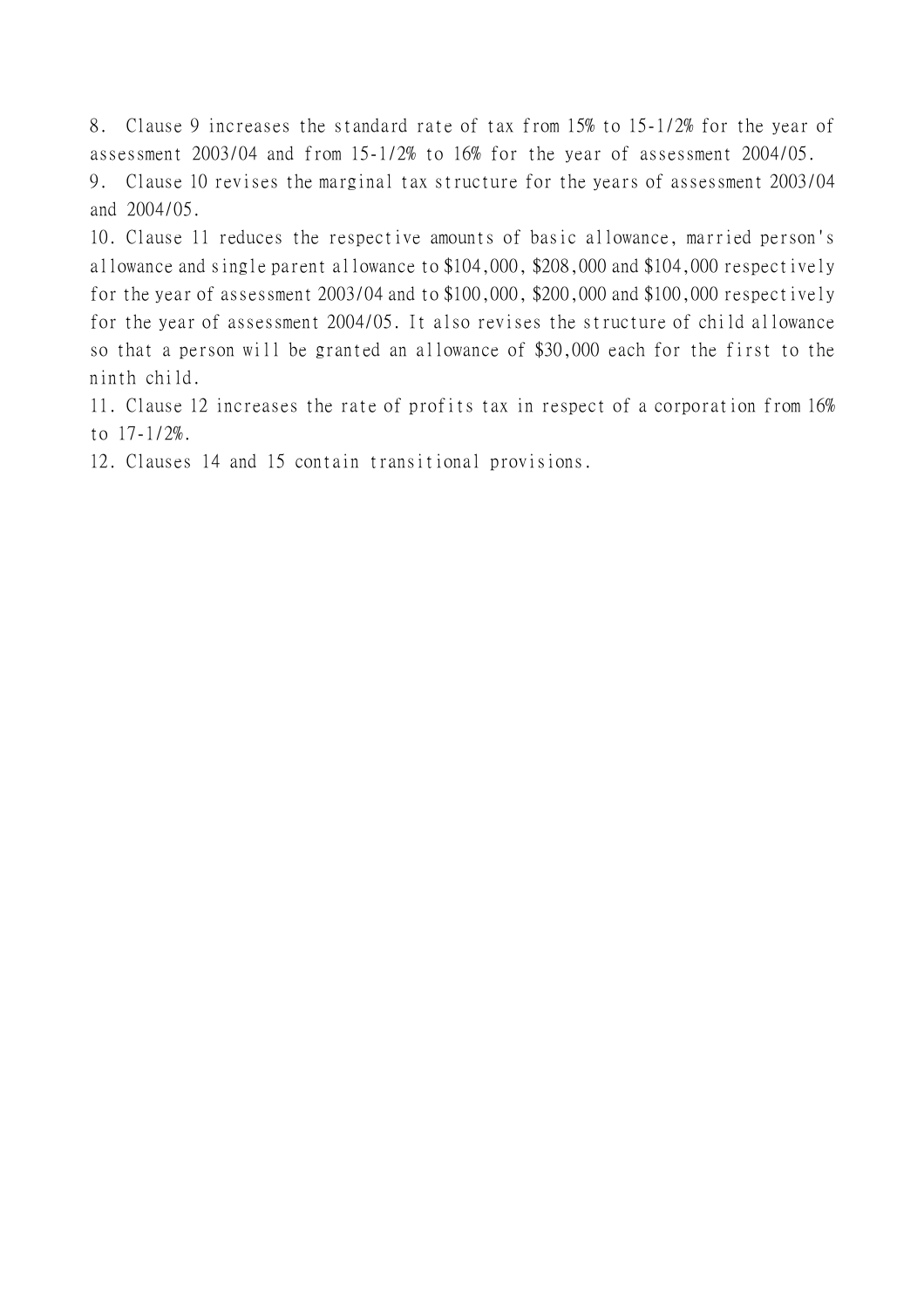8. Clause 9 increases the standard rate of tax from 15% to 15-1/2% for the year of assessment 2003/04 and from 15-1/2% to 16% for the year of assessment 2004/05.

9. Clause 10 revises the marginal tax structure for the years of assessment 2003/04 and 2004/05.

10. Clause 11 reduces the respective amounts of basic allowance, married person's allowance and single parent allowance to $104,000, $208,000 and $104,000 respectively for the year of assessment 2003/04 and to $100,000, $200,000 and $100,000 respectively for the year of assessment 2004/05. It also revises the structure of child allowance so that a person will be granted an allowance of $30,000 each for the first to the ninth child.

11. Clause 12 increases the rate of profits tax in respect of a corporation from 16% to 17-1/2%.

12. Clauses 14 and 15 contain transitional provisions.